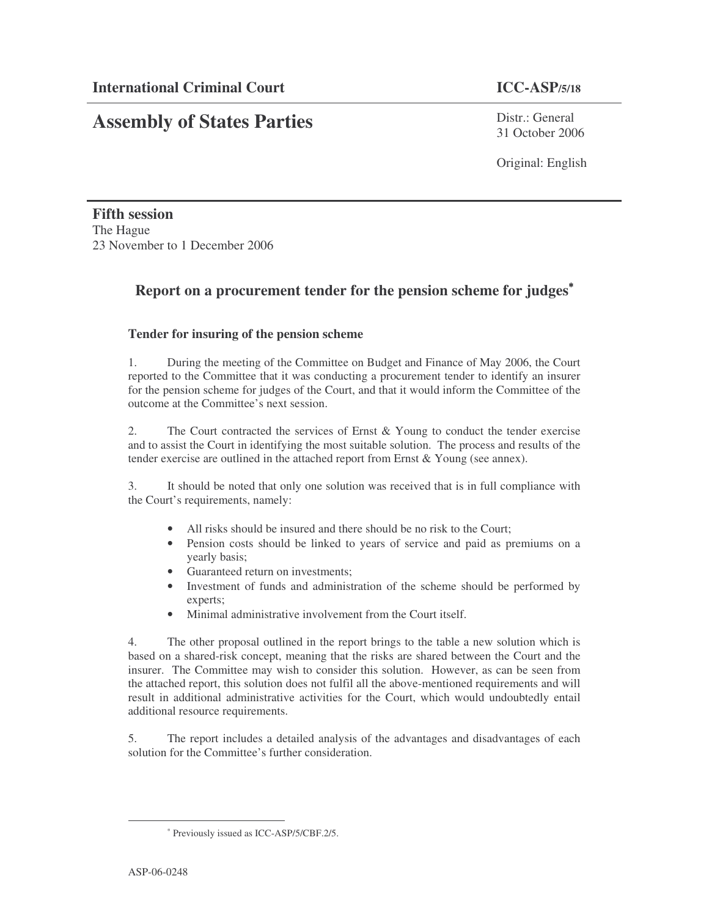**International Criminal Court** **ICC-ASP/5/18**

# Assembly of States Parties

Distr.: General
31 October 2006

Original: English

**Fifth session**
The Hague
23 November to 1 December 2006

## Report on a procurement tender for the pension scheme for judges[*]

### Tender for insuring of the pension scheme

1. During the meeting of the Committee on Budget and Finance of May 2006, the Court reported to the Committee that it was conducting a procurement tender to identify an insurer for the pension scheme for judges of the Court, and that it would inform the Committee of the outcome at the Committee's next session.

2. The Court contracted the services of Ernst & Young to conduct the tender exercise and to assist the Court in identifying the most suitable solution. The process and results of the tender exercise are outlined in the attached report from Ernst & Young (see annex).

3. It should be noted that only one solution was received that is in full compliance with the Court's requirements, namely:

- All risks should be insured and there should be no risk to the Court;
- Pension costs should be linked to years of service and paid as premiums on a yearly basis;
- Guaranteed return on investments;
- Investment of funds and administration of the scheme should be performed by experts;
- Minimal administrative involvement from the Court itself.

4. The other proposal outlined in the report brings to the table a new solution which is based on a shared-risk concept, meaning that the risks are shared between the Court and the insurer. The Committee may wish to consider this solution. However, as can be seen from the attached report, this solution does not fulfil all the above-mentioned requirements and will result in additional administrative activities for the Court, which would undoubtedly entail additional resource requirements.

5. The report includes a detailed analysis of the advantages and disadvantages of each solution for the Committee's further consideration.

[*] Previously issued as ICC-ASP/5/CBF.2/5.

ASP-06-0248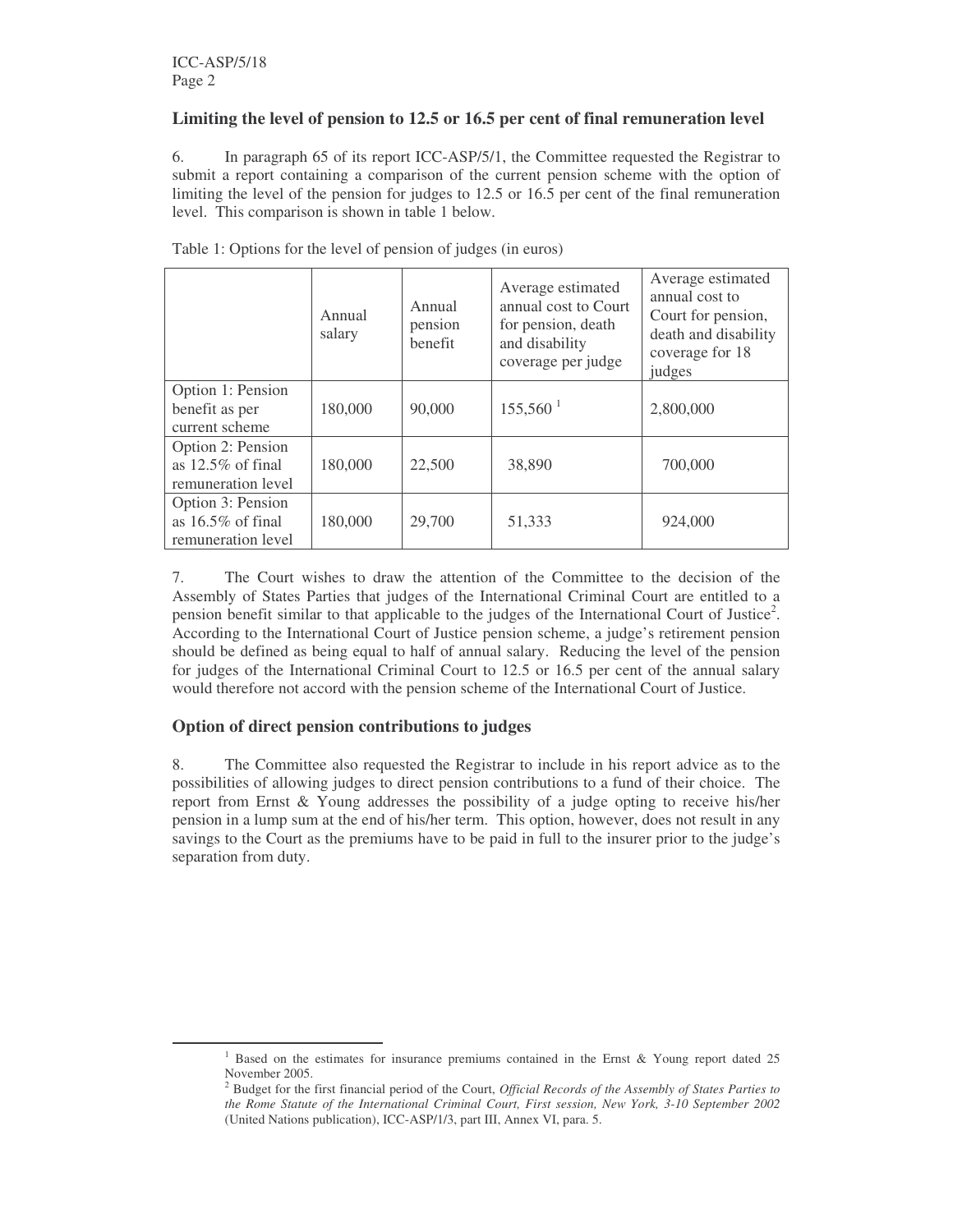## Limiting the level of pension to 12.5 or 16.5 per cent of final remuneration level

6. In paragraph 65 of its report ICC-ASP/5/1, the Committee requested the Registrar to submit a report containing a comparison of the current pension scheme with the option of limiting the level of the pension for judges to 12.5 or 16.5 per cent of the final remuneration level. This comparison is shown in table 1 below.

Table 1: Options for the level of pension of judges (in euros)

| | Annual salary | Annual pension benefit | Average estimated annual cost to Court for pension, death and disability coverage per judge | Average estimated annual cost to Court for pension, death and disability coverage for 18 judges |
|---|---|---|---|---|
| Option 1: Pension benefit as per current scheme | 180,000 | 90,000 | 155,560 [1] | 2,800,000 |
| Option 2: Pension as 12.5% of final remuneration level | 180,000 | 22,500 | 38,890 | 700,000 |
| Option 3: Pension as 16.5% of final remuneration level | 180,000 | 29,700 | 51,333 | 924,000 |

7. The Court wishes to draw the attention of the Committee to the decision of the Assembly of States Parties that judges of the International Criminal Court are entitled to a pension benefit similar to that applicable to the judges of the International Court of Justice[2]. According to the International Court of Justice pension scheme, a judge's retirement pension should be defined as being equal to half of annual salary. Reducing the level of the pension for judges of the International Criminal Court to 12.5 or 16.5 per cent of the annual salary would therefore not accord with the pension scheme of the International Court of Justice.

## Option of direct pension contributions to judges

8. The Committee also requested the Registrar to include in his report advice as to the possibilities of allowing judges to direct pension contributions to a fund of their choice. The report from Ernst & Young addresses the possibility of a judge opting to receive his/her pension in a lump sum at the end of his/her term. This option, however, does not result in any savings to the Court as the premiums have to be paid in full to the insurer prior to the judge's separation from duty.

---

[1] Based on the estimates for insurance premiums contained in the Ernst & Young report dated 25 November 2005.

[2] Budget for the first financial period of the Court, *Official Records of the Assembly of States Parties to the Rome Statute of the International Criminal Court, First session, New York, 3-10 September 2002* (United Nations publication), ICC-ASP/1/3, part III, Annex VI, para. 5.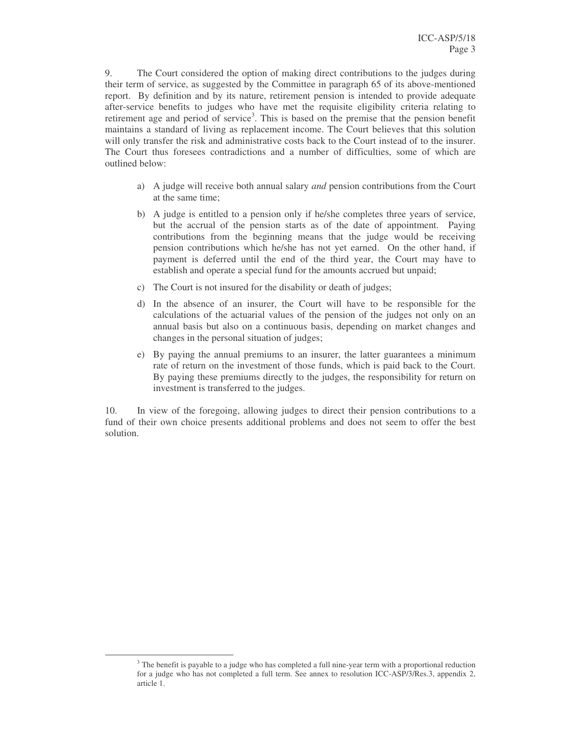9. The Court considered the option of making direct contributions to the judges during their term of service, as suggested by the Committee in paragraph 65 of its above-mentioned report. By definition and by its nature, retirement pension is intended to provide adequate after-service benefits to judges who have met the requisite eligibility criteria relating to retirement age and period of service[3]. This is based on the premise that the pension benefit maintains a standard of living as replacement income. The Court believes that this solution will only transfer the risk and administrative costs back to the Court instead of to the insurer. The Court thus foresees contradictions and a number of difficulties, some of which are outlined below:

a) A judge will receive both annual salary *and* pension contributions from the Court at the same time;

b) A judge is entitled to a pension only if he/she completes three years of service, but the accrual of the pension starts as of the date of appointment. Paying contributions from the beginning means that the judge would be receiving pension contributions which he/she has not yet earned. On the other hand, if payment is deferred until the end of the third year, the Court may have to establish and operate a special fund for the amounts accrued but unpaid;

c) The Court is not insured for the disability or death of judges;

d) In the absence of an insurer, the Court will have to be responsible for the calculations of the actuarial values of the pension of the judges not only on an annual basis but also on a continuous basis, depending on market changes and changes in the personal situation of judges;

e) By paying the annual premiums to an insurer, the latter guarantees a minimum rate of return on the investment of those funds, which is paid back to the Court. By paying these premiums directly to the judges, the responsibility for return on investment is transferred to the judges.

10. In view of the foregoing, allowing judges to direct their pension contributions to a fund of their own choice presents additional problems and does not seem to offer the best solution.

[3] The benefit is payable to a judge who has completed a full nine-year term with a proportional reduction for a judge who has not completed a full term. See annex to resolution ICC-ASP/3/Res.3, appendix 2, article 1.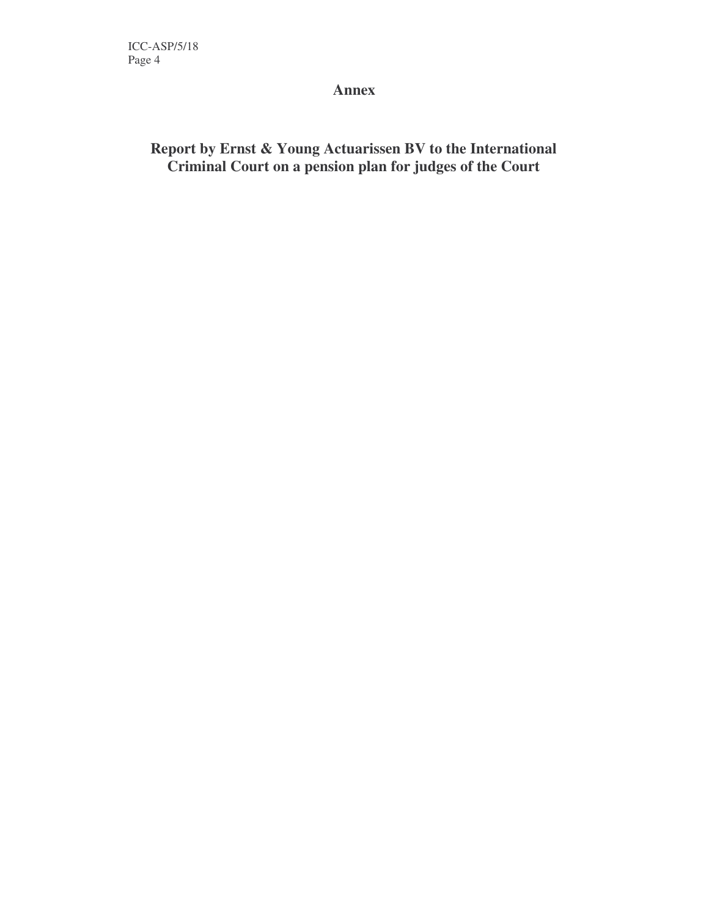# Annex

## Report by Ernst & Young Actuarissen BV to the International Criminal Court on a pension plan for judges of the Court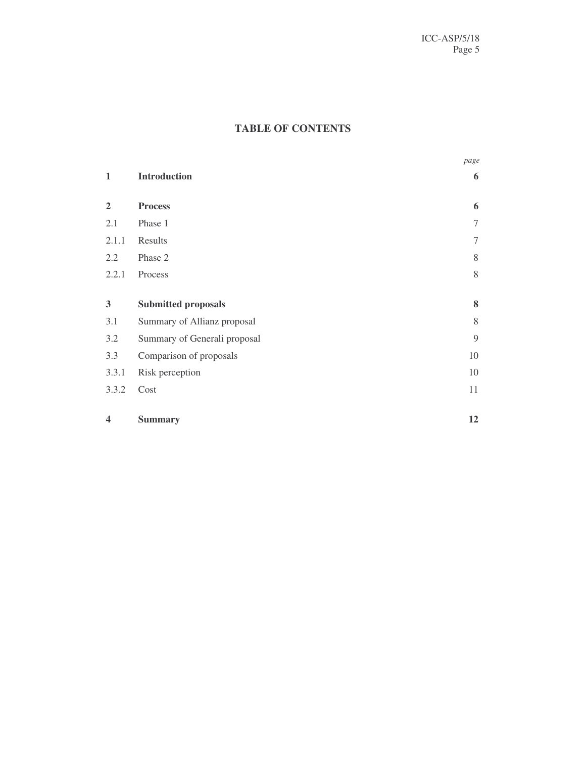## TABLE OF CONTENTS

| | | *page* |
|---|---|---|
| **1** | **Introduction** | **6** |
| **2** | **Process** | **6** |
| 2.1 | Phase 1 | 7 |
| 2.1.1 | Results | 7 |
| 2.2 | Phase 2 | 8 |
| 2.2.1 | Process | 8 |
| **3** | **Submitted proposals** | **8** |
| 3.1 | Summary of Allianz proposal | 8 |
| 3.2 | Summary of Generali proposal | 9 |
| 3.3 | Comparison of proposals | 10 |
| 3.3.1 | Risk perception | 10 |
| 3.3.2 | Cost | 11 |
| **4** | **Summary** | **12** |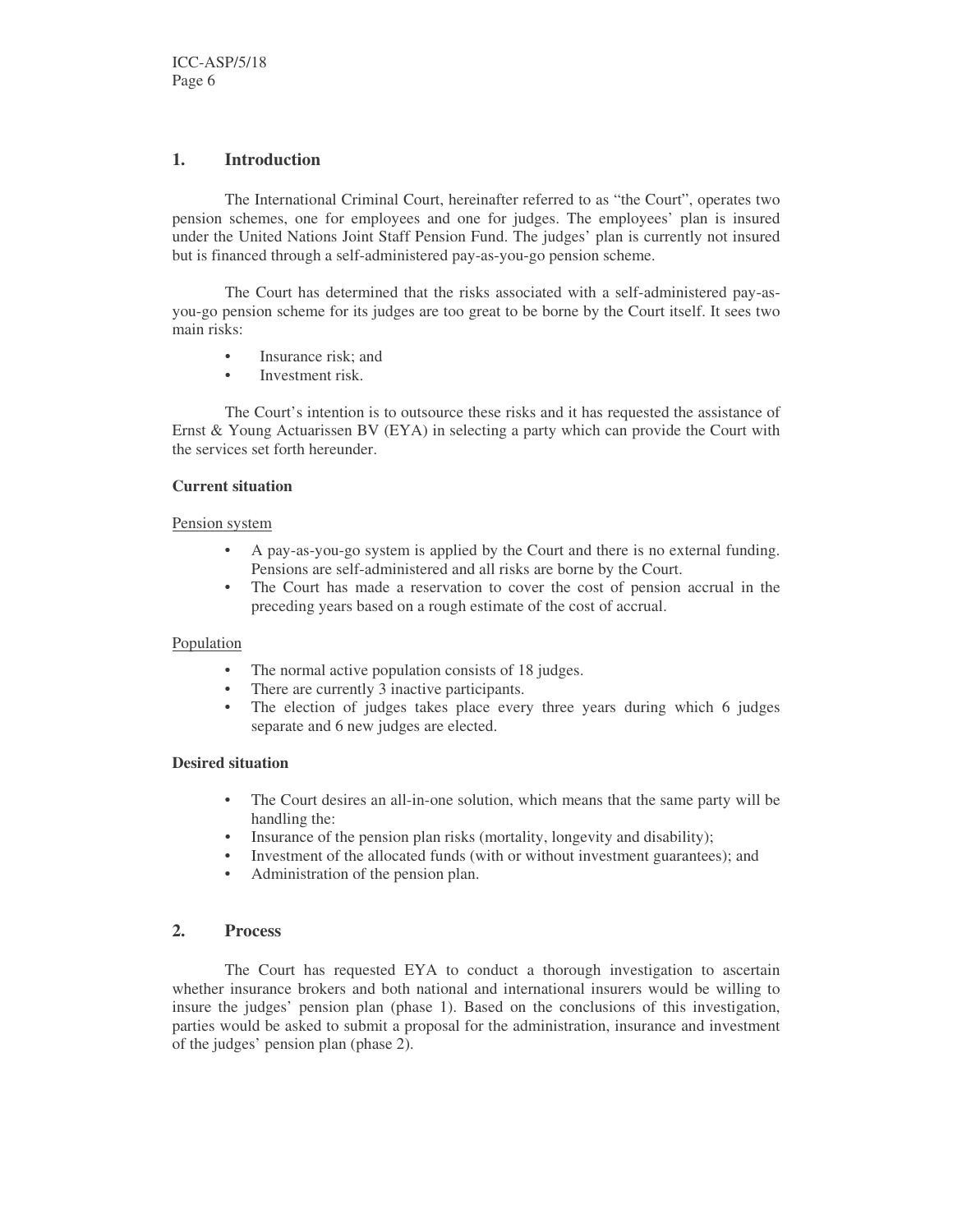## 1. Introduction

The International Criminal Court, hereinafter referred to as "the Court", operates two pension schemes, one for employees and one for judges. The employees' plan is insured under the United Nations Joint Staff Pension Fund. The judges' plan is currently not insured but is financed through a self-administered pay-as-you-go pension scheme.

The Court has determined that the risks associated with a self-administered pay-as-you-go pension scheme for its judges are too great to be borne by the Court itself. It sees two main risks:

- Insurance risk; and
- Investment risk.

The Court's intention is to outsource these risks and it has requested the assistance of Ernst & Young Actuarissen BV (EYA) in selecting a party which can provide the Court with the services set forth hereunder.

**Current situation**

Pension system

- A pay-as-you-go system is applied by the Court and there is no external funding. Pensions are self-administered and all risks are borne by the Court.
- The Court has made a reservation to cover the cost of pension accrual in the preceding years based on a rough estimate of the cost of accrual.

Population

- The normal active population consists of 18 judges.
- There are currently 3 inactive participants.
- The election of judges takes place every three years during which 6 judges separate and 6 new judges are elected.

**Desired situation**

- The Court desires an all-in-one solution, which means that the same party will be handling the:
- Insurance of the pension plan risks (mortality, longevity and disability);
- Investment of the allocated funds (with or without investment guarantees); and
- Administration of the pension plan.

## 2. Process

The Court has requested EYA to conduct a thorough investigation to ascertain whether insurance brokers and both national and international insurers would be willing to insure the judges' pension plan (phase 1). Based on the conclusions of this investigation, parties would be asked to submit a proposal for the administration, insurance and investment of the judges' pension plan (phase 2).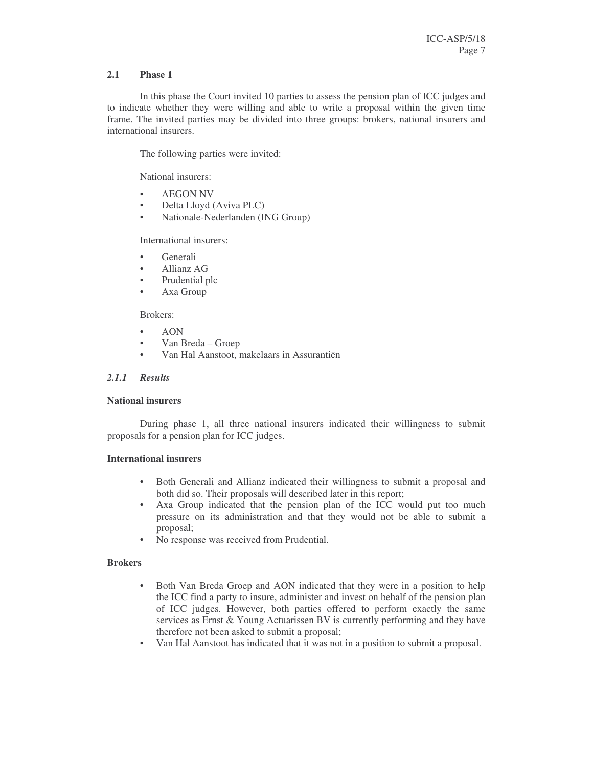## 2.1 Phase 1

In this phase the Court invited 10 parties to assess the pension plan of ICC judges and to indicate whether they were willing and able to write a proposal within the given time frame. The invited parties may be divided into three groups: brokers, national insurers and international insurers.

The following parties were invited:

National insurers:

- AEGON NV
- Delta Lloyd (Aviva PLC)
- Nationale-Nederlanden (ING Group)

International insurers:

- Generali
- Allianz AG
- Prudential plc
- Axa Group

Brokers:

- AON
- Van Breda – Groep
- Van Hal Aanstoot, makelaars in Assurantiën

### *2.1.1 Results*

**National insurers**

During phase 1, all three national insurers indicated their willingness to submit proposals for a pension plan for ICC judges.

**International insurers**

- Both Generali and Allianz indicated their willingness to submit a proposal and both did so. Their proposals will described later in this report;
- Axa Group indicated that the pension plan of the ICC would put too much pressure on its administration and that they would not be able to submit a proposal;
- No response was received from Prudential.

**Brokers**

- Both Van Breda Groep and AON indicated that they were in a position to help the ICC find a party to insure, administer and invest on behalf of the pension plan of ICC judges. However, both parties offered to perform exactly the same services as Ernst & Young Actuarissen BV is currently performing and they have therefore not been asked to submit a proposal;
- Van Hal Aanstoot has indicated that it was not in a position to submit a proposal.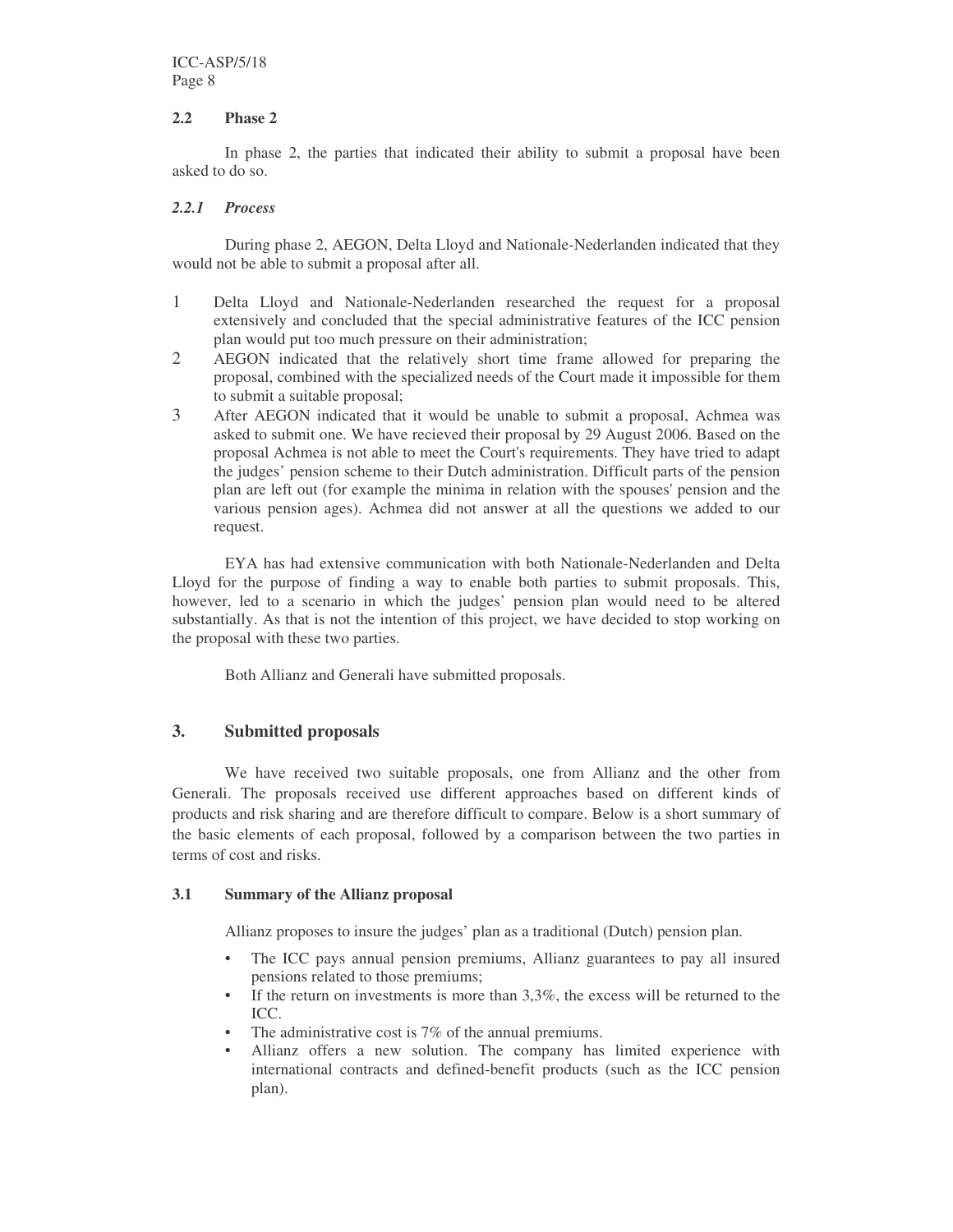### 2.2 Phase 2

In phase 2, the parties that indicated their ability to submit a proposal have been asked to do so.

#### *2.2.1 Process*

During phase 2, AEGON, Delta Lloyd and Nationale-Nederlanden indicated that they would not be able to submit a proposal after all.

1. Delta Lloyd and Nationale-Nederlanden researched the request for a proposal extensively and concluded that the special administrative features of the ICC pension plan would put too much pressure on their administration;
2. AEGON indicated that the relatively short time frame allowed for preparing the proposal, combined with the specialized needs of the Court made it impossible for them to submit a suitable proposal;
3. After AEGON indicated that it would be unable to submit a proposal, Achmea was asked to submit one. We have recieved their proposal by 29 August 2006. Based on the proposal Achmea is not able to meet the Court's requirements. They have tried to adapt the judges' pension scheme to their Dutch administration. Difficult parts of the pension plan are left out (for example the minima in relation with the spouses' pension and the various pension ages). Achmea did not answer at all the questions we added to our request.

EYA has had extensive communication with both Nationale-Nederlanden and Delta Lloyd for the purpose of finding a way to enable both parties to submit proposals. This, however, led to a scenario in which the judges' pension plan would need to be altered substantially. As that is not the intention of this project, we have decided to stop working on the proposal with these two parties.

Both Allianz and Generali have submitted proposals.

## 3. Submitted proposals

We have received two suitable proposals, one from Allianz and the other from Generali. The proposals received use different approaches based on different kinds of products and risk sharing and are therefore difficult to compare. Below is a short summary of the basic elements of each proposal, followed by a comparison between the two parties in terms of cost and risks.

### 3.1 Summary of the Allianz proposal

Allianz proposes to insure the judges' plan as a traditional (Dutch) pension plan.

- The ICC pays annual pension premiums, Allianz guarantees to pay all insured pensions related to those premiums;
- If the return on investments is more than 3,3%, the excess will be returned to the ICC.
- The administrative cost is 7% of the annual premiums.
- Allianz offers a new solution. The company has limited experience with international contracts and defined-benefit products (such as the ICC pension plan).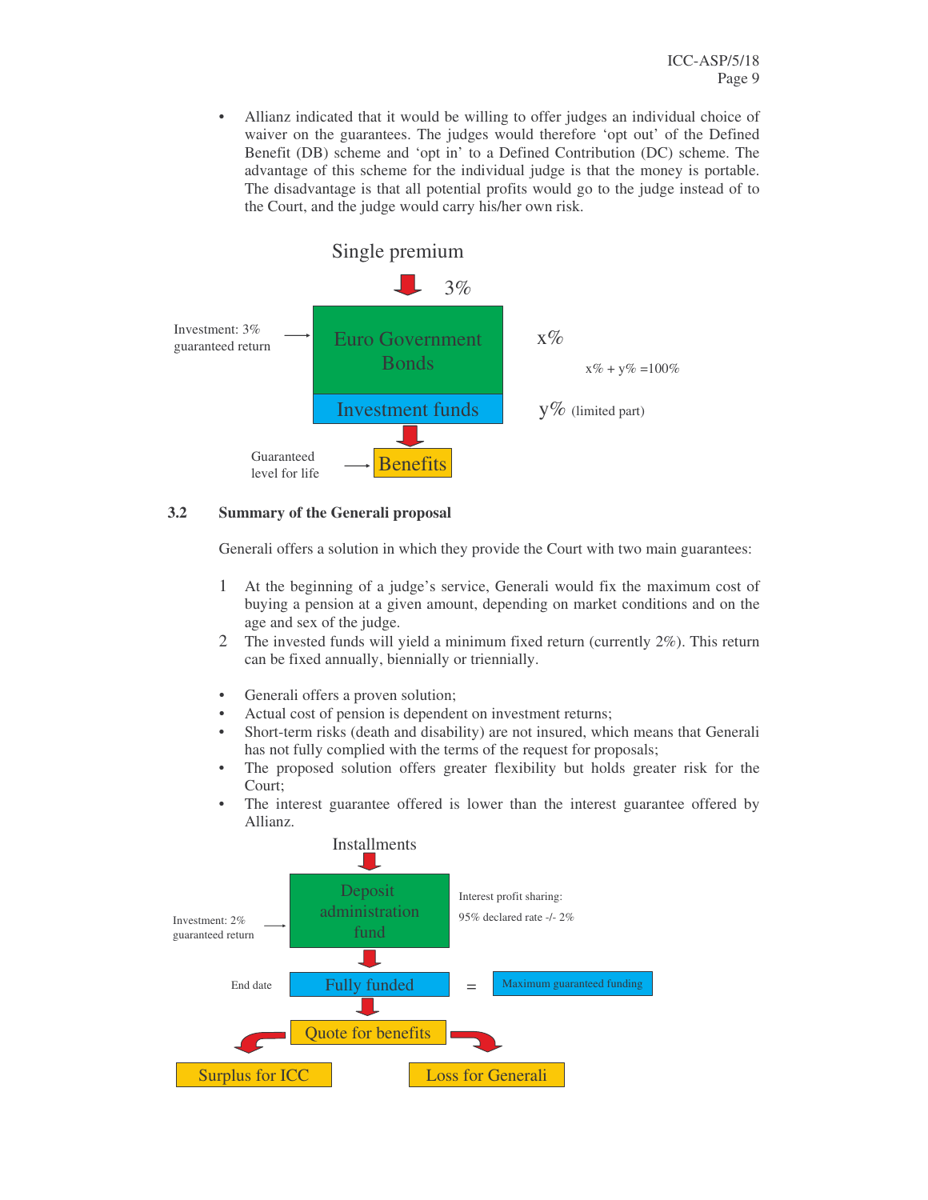- Allianz indicated that it would be willing to offer judges an individual choice of waiver on the guarantees. The judges would therefore 'opt out' of the Defined Benefit (DB) scheme and 'opt in' to a Defined Contribution (DC) scheme. The advantage of this scheme for the individual judge is that the money is portable. The disadvantage is that all potential profits would go to the judge instead of to the Court, and the judge would carry his/her own risk.

Single premium

3%

Investment: 3% guaranteed return → Euro Government Bonds — x%

Investment funds — y% (limited part)

x% + y% =100%

Guaranteed level for life → Benefits

### 3.2 Summary of the Generali proposal

Generali offers a solution in which they provide the Court with two main guarantees:

1. At the beginning of a judge's service, Generali would fix the maximum cost of buying a pension at a given amount, depending on market conditions and on the age and sex of the judge.
2. The invested funds will yield a minimum fixed return (currently 2%). This return can be fixed annually, biennially or triennially.

- Generali offers a proven solution;
- Actual cost of pension is dependent on investment returns;
- Short-term risks (death and disability) are not insured, which means that Generali has not fully complied with the terms of the request for proposals;
- The proposed solution offers greater flexibility but holds greater risk for the Court;
- The interest guarantee offered is lower than the interest guarantee offered by Allianz.

Installments

Investment: 2% guaranteed return → Deposit administration fund

Interest profit sharing:

95% declared rate -/- 2%

End date → Fully funded = Maximum guaranteed funding

Quote for benefits

Surplus for ICC

Loss for Generali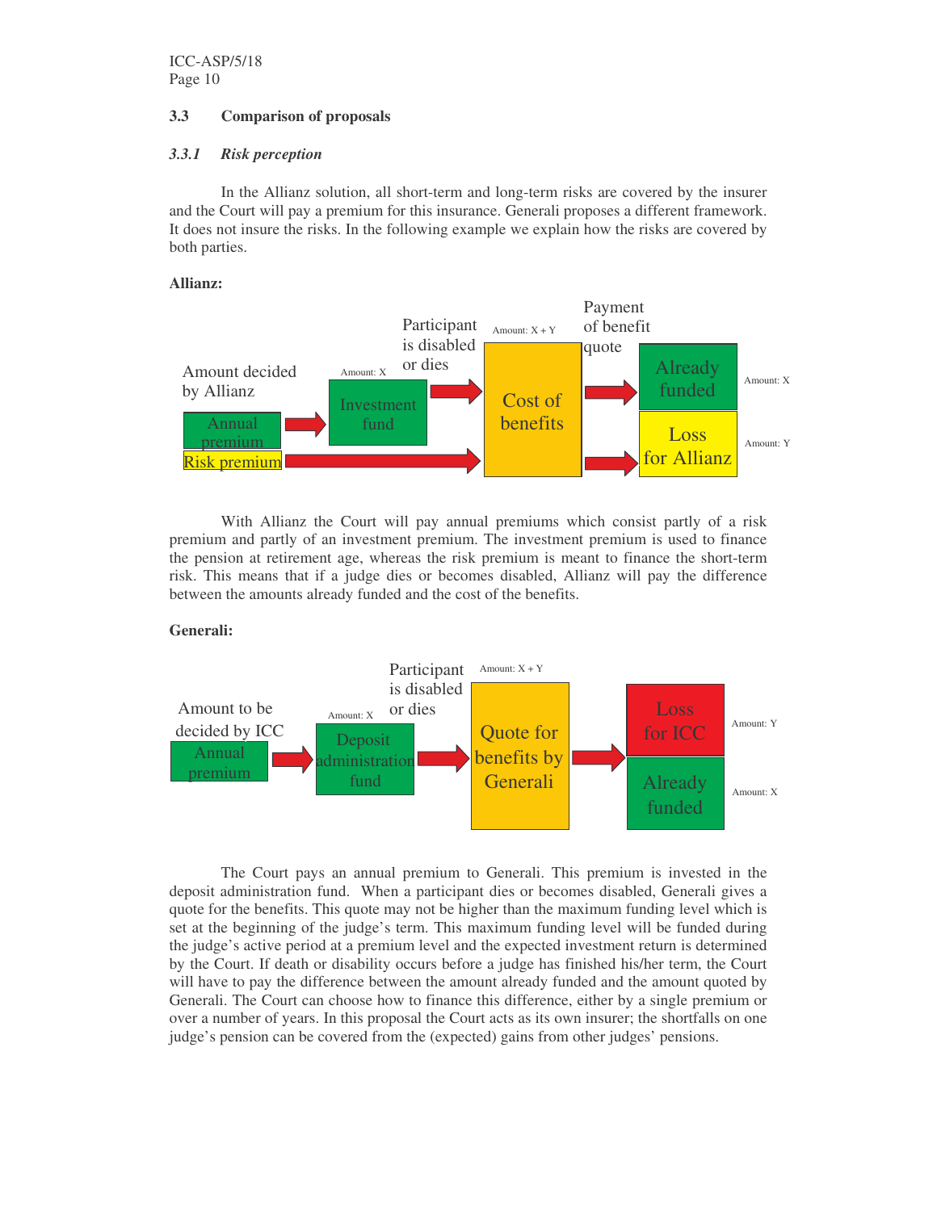### 3.3 Comparison of proposals

#### *3.3.1 Risk perception*

In the Allianz solution, all short-term and long-term risks are covered by the insurer and the Court will pay a premium for this insurance. Generali proposes a different framework. It does not insure the risks. In the following example we explain how the risks are covered by both parties.

**Allianz:**

Amount decided by Allianz

Annual premium

Risk premium

Amount: X

Investment fund

Participant is disabled or dies

Amount: X + Y

Cost of benefits

Payment of benefit quote

Already funded — Amount: X

Loss for Allianz — Amount: Y

With Allianz the Court will pay annual premiums which consist partly of a risk premium and partly of an investment premium. The investment premium is used to finance the pension at retirement age, whereas the risk premium is meant to finance the short-term risk. This means that if a judge dies or becomes disabled, Allianz will pay the difference between the amounts already funded and the cost of the benefits.

**Generali:**

Amount to be decided by ICC

Annual premium

Amount: X

Deposit administration fund

Participant is disabled or dies

Amount: X + Y

Quote for benefits by Generali

Loss for ICC — Amount: Y

Already funded — Amount: X

The Court pays an annual premium to Generali. This premium is invested in the deposit administration fund. When a participant dies or becomes disabled, Generali gives a quote for the benefits. This quote may not be higher than the maximum funding level which is set at the beginning of the judge's term. This maximum funding level will be funded during the judge's active period at a premium level and the expected investment return is determined by the Court. If death or disability occurs before a judge has finished his/her term, the Court will have to pay the difference between the amount already funded and the amount quoted by Generali. The Court can choose how to finance this difference, either by a single premium or over a number of years. In this proposal the Court acts as its own insurer; the shortfalls on one judge's pension can be covered from the (expected) gains from other judges' pensions.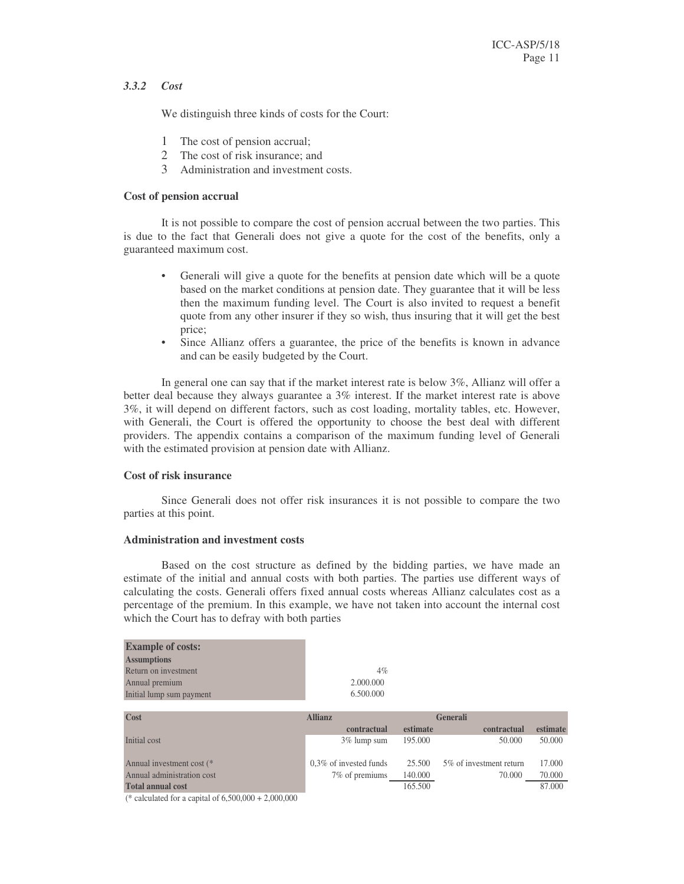### *3.3.2 Cost*

We distinguish three kinds of costs for the Court:

1. The cost of pension accrual;
2. The cost of risk insurance; and
3. Administration and investment costs.

**Cost of pension accrual**

It is not possible to compare the cost of pension accrual between the two parties. This is due to the fact that Generali does not give a quote for the cost of the benefits, only a guaranteed maximum cost.

- Generali will give a quote for the benefits at pension date which will be a quote based on the market conditions at pension date. They guarantee that it will be less then the maximum funding level. The Court is also invited to request a benefit quote from any other insurer if they so wish, thus insuring that it will get the best price;
- Since Allianz offers a guarantee, the price of the benefits is known in advance and can be easily budgeted by the Court.

In general one can say that if the market interest rate is below 3%, Allianz will offer a better deal because they always guarantee a 3% interest. If the market interest rate is above 3%, it will depend on different factors, such as cost loading, mortality tables, etc. However, with Generali, the Court is offered the opportunity to choose the best deal with different providers. The appendix contains a comparison of the maximum funding level of Generali with the estimated provision at pension date with Allianz.

**Cost of risk insurance**

Since Generali does not offer risk insurances it is not possible to compare the two parties at this point.

**Administration and investment costs**

Based on the cost structure as defined by the bidding parties, we have made an estimate of the initial and annual costs with both parties. The parties use different ways of calculating the costs. Generali offers fixed annual costs whereas Allianz calculates cost as a percentage of the premium. In this example, we have not taken into account the internal cost which the Court has to defray with both parties

| **Example of costs:** | |
|---|---|
| **Assumptions** | |
| Return on investment | 4% |
| Annual premium | 2.000.000 |
| Initial lump sum payment | 6.500.000 |

| **Cost** | **Allianz** | | **Generali** | |
|---|---|---|---|---|
| | **contractual** | **estimate** | **contractual** | **estimate** |
| Initial cost | 3% lump sum | 195.000 | 50.000 | 50.000 |
| Annual investment cost (* | 0,3% of invested funds | 25.500 | 5% of investment return | 17.000 |
| Annual administration cost | 7% of premiums | 140.000 | 70.000 | 70.000 |
| **Total annual cost** | | 165.500 | | 87.000 |

(* calculated for a capital of 6,500,000 + 2,000,000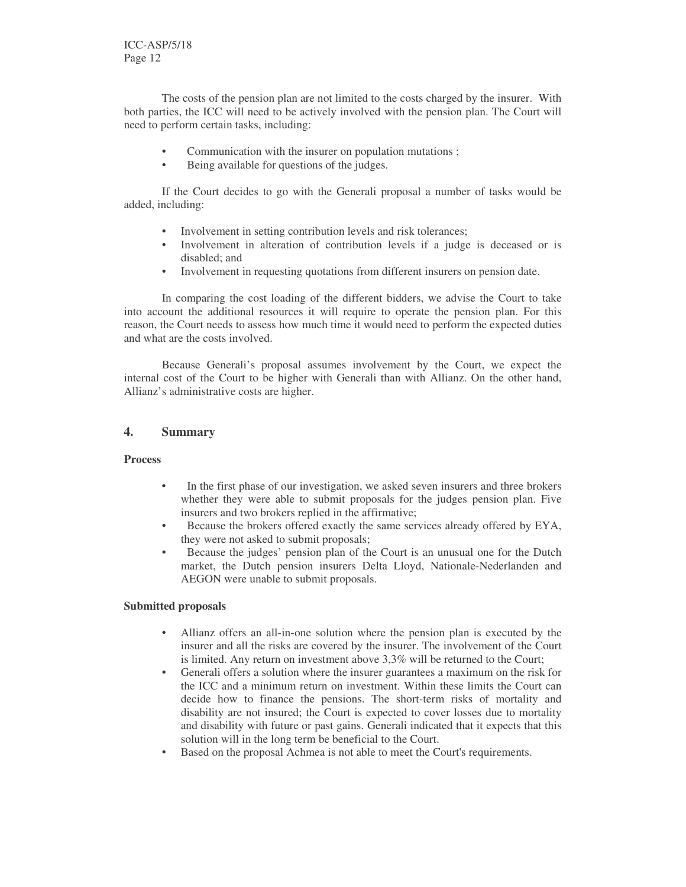The costs of the pension plan are not limited to the costs charged by the insurer. With both parties, the ICC will need to be actively involved with the pension plan. The Court will need to perform certain tasks, including:

- Communication with the insurer on population mutations ;
- Being available for questions of the judges.

If the Court decides to go with the Generali proposal a number of tasks would be added, including:

- Involvement in setting contribution levels and risk tolerances;
- Involvement in alteration of contribution levels if a judge is deceased or is disabled; and
- Involvement in requesting quotations from different insurers on pension date.

In comparing the cost loading of the different bidders, we advise the Court to take into account the additional resources it will require to operate the pension plan. For this reason, the Court needs to assess how much time it would need to perform the expected duties and what are the costs involved.

Because Generali's proposal assumes involvement by the Court, we expect the internal cost of the Court to be higher with Generali than with Allianz. On the other hand, Allianz's administrative costs are higher.

## 4. Summary

**Process**

- In the first phase of our investigation, we asked seven insurers and three brokers whether they were able to submit proposals for the judges pension plan. Five insurers and two brokers replied in the affirmative;
- Because the brokers offered exactly the same services already offered by EYA, they were not asked to submit proposals;
- Because the judges' pension plan of the Court is an unusual one for the Dutch market, the Dutch pension insurers Delta Lloyd, Nationale-Nederlanden and AEGON were unable to submit proposals.

**Submitted proposals**

- Allianz offers an all-in-one solution where the pension plan is executed by the insurer and all the risks are covered by the insurer. The involvement of the Court is limited. Any return on investment above 3,3% will be returned to the Court;
- Generali offers a solution where the insurer guarantees a maximum on the risk for the ICC and a minimum return on investment. Within these limits the Court can decide how to finance the pensions. The short-term risks of mortality and disability are not insured; the Court is expected to cover losses due to mortality and disability with future or past gains. Generali indicated that it expects that this solution will in the long term be beneficial to the Court.
- Based on the proposal Achmea is not able to meet the Court's requirements.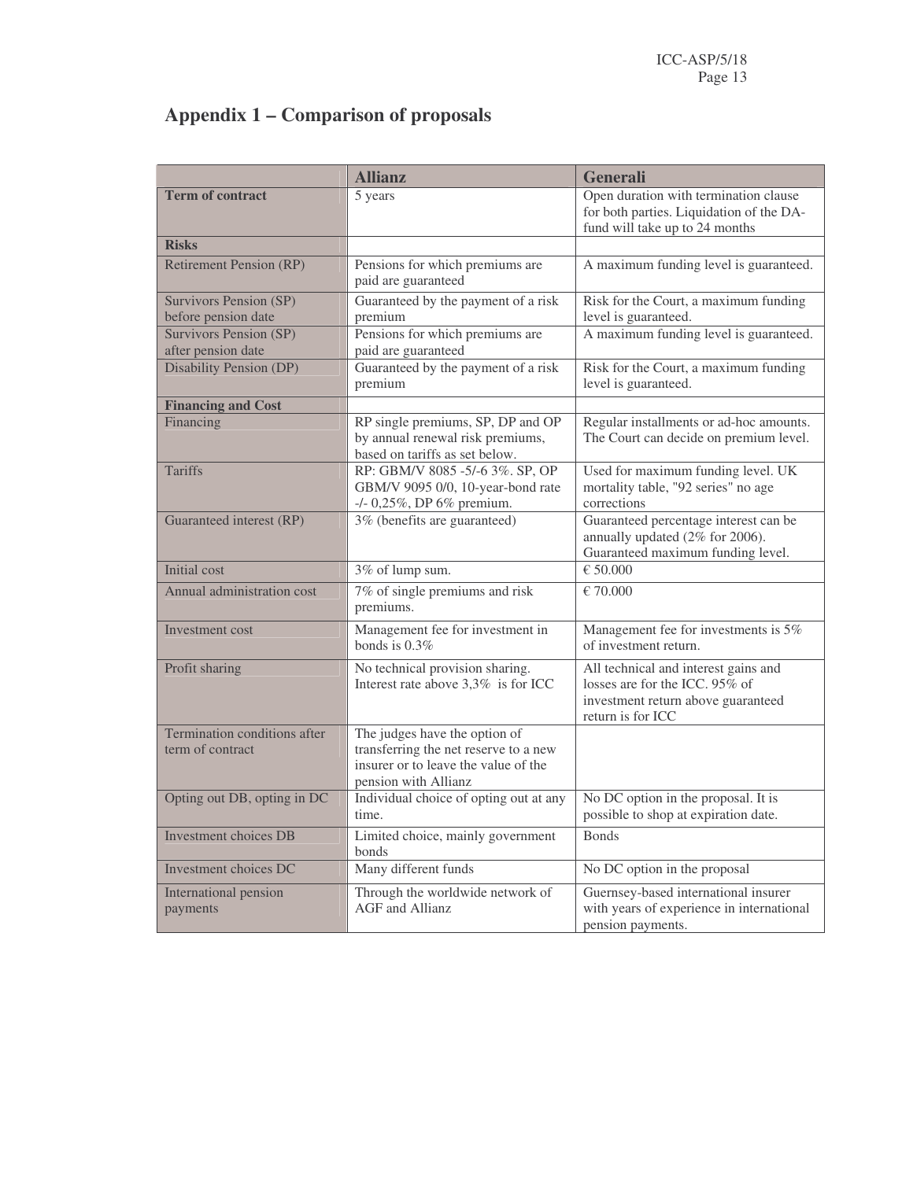# Appendix 1 – Comparison of proposals

| | Allianz | Generali |
|---|---|---|
| **Term of contract** | 5 years | Open duration with termination clause for both parties. Liquidation of the DA-fund will take up to 24 months |
| **Risks** | | |
| Retirement Pension (RP) | Pensions for which premiums are paid are guaranteed | A maximum funding level is guaranteed. |
| Survivors Pension (SP) before pension date | Guaranteed by the payment of a risk premium | Risk for the Court, a maximum funding level is guaranteed. |
| Survivors Pension (SP) after pension date | Pensions for which premiums are paid are guaranteed | A maximum funding level is guaranteed. |
| Disability Pension (DP) | Guaranteed by the payment of a risk premium | Risk for the Court, a maximum funding level is guaranteed. |
| **Financing and Cost** | | |
| Financing | RP single premiums, SP, DP and OP by annual renewal risk premiums, based on tariffs as set below. | Regular installments or ad-hoc amounts. The Court can decide on premium level. |
| Tariffs | RP: GBM/V 8085 -5/-6 3%. SP, OP GBM/V 9095 0/0, 10-year-bond rate -/- 0,25%, DP 6% premium. | Used for maximum funding level. UK mortality table, "92 series" no age corrections |
| Guaranteed interest (RP) | 3% (benefits are guaranteed) | Guaranteed percentage interest can be annually updated (2% for 2006). Guaranteed maximum funding level. |
| Initial cost | 3% of lump sum. | € 50.000 |
| Annual administration cost | 7% of single premiums and risk premiums. | € 70.000 |
| Investment cost | Management fee for investment in bonds is 0.3% | Management fee for investments is 5% of investment return. |
| Profit sharing | No technical provision sharing. Interest rate above 3,3% is for ICC | All technical and interest gains and losses are for the ICC. 95% of investment return above guaranteed return is for ICC |
| Termination conditions after term of contract | The judges have the option of transferring the net reserve to a new insurer or to leave the value of the pension with Allianz | |
| Opting out DB, opting in DC | Individual choice of opting out at any time. | No DC option in the proposal. It is possible to shop at expiration date. |
| Investment choices DB | Limited choice, mainly government bonds | Bonds |
| Investment choices DC | Many different funds | No DC option in the proposal |
| International pension payments | Through the worldwide network of AGF and Allianz | Guernsey-based international insurer with years of experience in international pension payments. |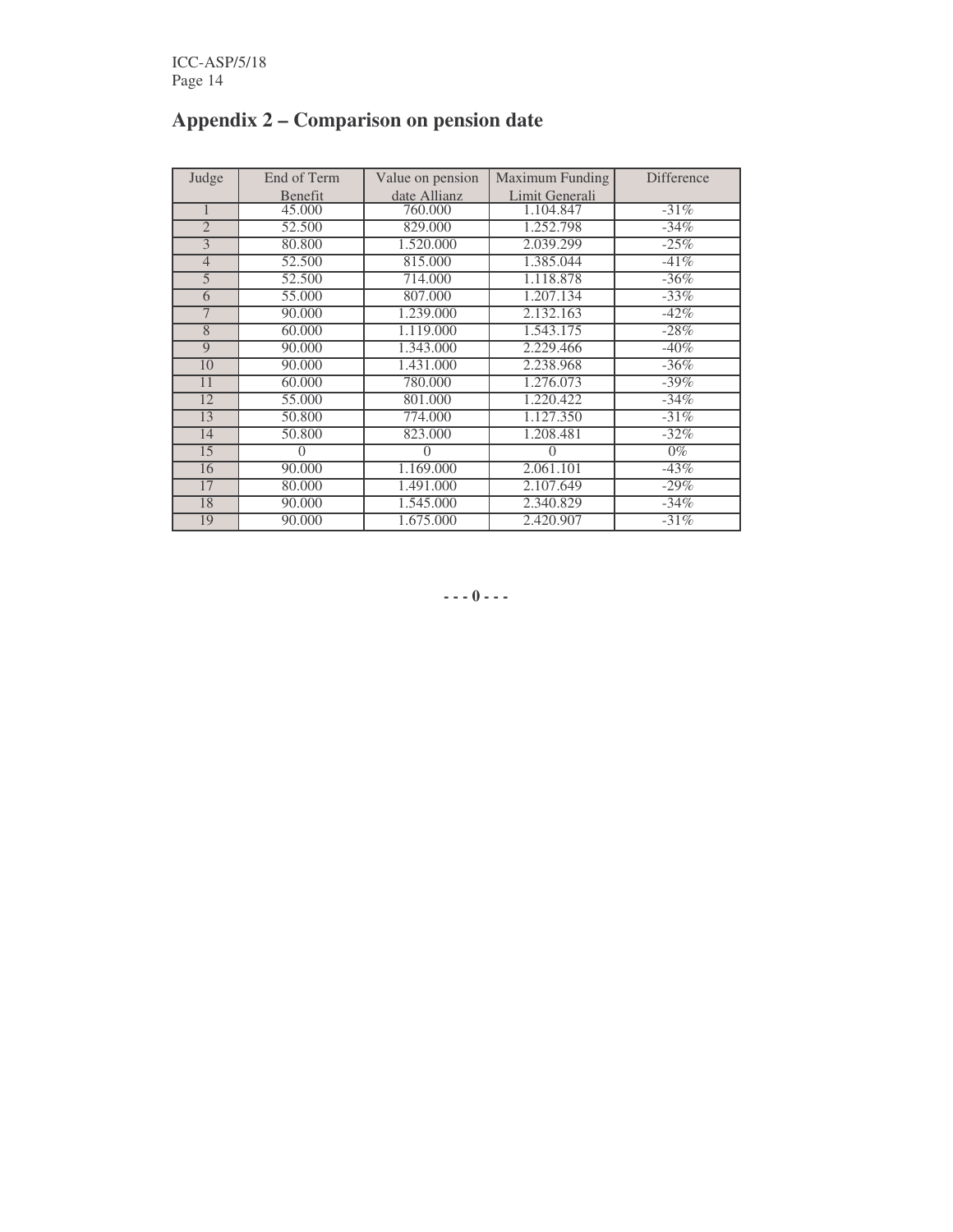# Appendix 2 – Comparison on pension date

| Judge | End of Term Benefit | Value on pension date Allianz | Maximum Funding Limit Generali | Difference |
|---|---|---|---|---|
| 1 | 45.000 | 760.000 | 1.104.847 | -31% |
| 2 | 52.500 | 829.000 | 1.252.798 | -34% |
| 3 | 80.800 | 1.520.000 | 2.039.299 | -25% |
| 4 | 52.500 | 815.000 | 1.385.044 | -41% |
| 5 | 52.500 | 714.000 | 1.118.878 | -36% |
| 6 | 55.000 | 807.000 | 1.207.134 | -33% |
| 7 | 90.000 | 1.239.000 | 2.132.163 | -42% |
| 8 | 60.000 | 1.119.000 | 1.543.175 | -28% |
| 9 | 90.000 | 1.343.000 | 2.229.466 | -40% |
| 10 | 90.000 | 1.431.000 | 2.238.968 | -36% |
| 11 | 60.000 | 780.000 | 1.276.073 | -39% |
| 12 | 55.000 | 801.000 | 1.220.422 | -34% |
| 13 | 50.800 | 774.000 | 1.127.350 | -31% |
| 14 | 50.800 | 823.000 | 1.208.481 | -32% |
| 15 | 0 | 0 | 0 | 0% |
| 16 | 90.000 | 1.169.000 | 2.061.101 | -43% |
| 17 | 80.000 | 1.491.000 | 2.107.649 | -29% |
| 18 | 90.000 | 1.545.000 | 2.340.829 | -34% |
| 19 | 90.000 | 1.675.000 | 2.420.907 | -31% |

- - - 0 - - -